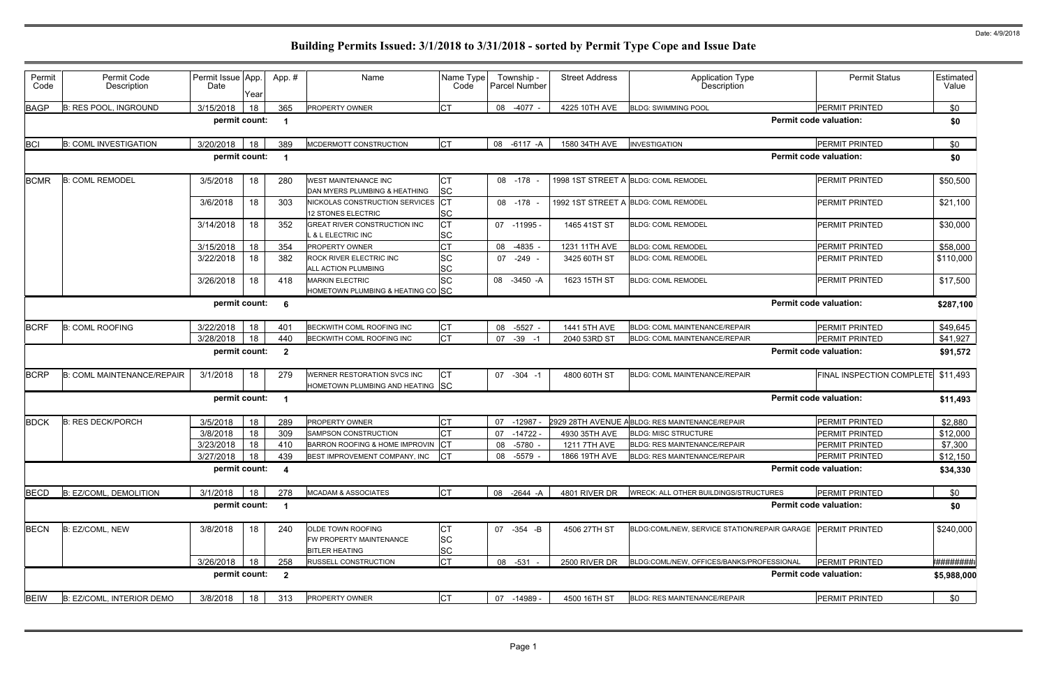Date: 4/9/2018

# Building Permits Issued: 3/1/2018 to 3/31/2018 - sorted by Permit Type Cope and Issue Date

| Permit Code | Permit Code Description | Permit Issue Date | App. Year | App. # | Name | Name Type Code | Township - Parcel Number | Street Address | Application Type Description | Permit Status | Estimated Value |
|---|---|---|---|---|---|---|---|---|---|---|---|
| BAGP | B: RES POOL, INGROUND | 3/15/2018 | 18 | 365 | PROPERTY OWNER | CT | 08 -4077 - | 4225 10TH AVE | BLDG: SWIMMING POOL | PERMIT PRINTED | $0 |
| | | permit count: | | 1 | | | | | | Permit code valuation: | $0 |
| BCI | B: COML INVESTIGATION | 3/20/2018 | 18 | 389 | MCDERMOTT CONSTRUCTION | CT | 08 -6117 -A | 1580 34TH AVE | INVESTIGATION | PERMIT PRINTED | $0 |
| | | permit count: | | 1 | | | | | | Permit code valuation: | $0 |
| BCMR | B: COML REMODEL | 3/5/2018 | 18 | 280 | WEST MAINTENANCE INC<br>DAN MYERS PLUMBING & HEATHING | CT<br>SC | 08 -178 - | 1998 1ST STREET A | BLDG: COML REMODEL | PERMIT PRINTED | $50,500 |
| | | 3/6/2018 | 18 | 303 | NICKOLAS CONSTRUCTION SERVICES<br>12 STONES ELECTRIC | CT<br>SC | 08 -178 - | 1992 1ST STREET A | BLDG: COML REMODEL | PERMIT PRINTED | $21,100 |
| | | 3/14/2018 | 18 | 352 | GREAT RIVER CONSTRUCTION INC<br>L & L ELECTRIC INC | CT<br>SC | 07 -11995 - | 1465 41ST ST | BLDG: COML REMODEL | PERMIT PRINTED | $30,000 |
| | | 3/15/2018 | 18 | 354 | PROPERTY OWNER | CT | 08 -4835 - | 1231 11TH AVE | BLDG: COML REMODEL | PERMIT PRINTED | $58,000 |
| | | 3/22/2018 | 18 | 382 | ROCK RIVER ELECTRIC INC<br>ALL ACTION PLUMBING | SC<br>SC | 07 -249 - | 3425 60TH ST | BLDG: COML REMODEL | PERMIT PRINTED | $110,000 |
| | | 3/26/2018 | 18 | 418 | MARKIN ELECTRIC<br>HOMETOWN PLUMBING & HEATING CO | SC<br>SC | 08 -3450 -A | 1623 15TH ST | BLDG: COML REMODEL | PERMIT PRINTED | $17,500 |
| | | permit count: | | 6 | | | | | | Permit code valuation: | $287,100 |
| BCRF | B: COML ROOFING | 3/22/2018 | 18 | 401 | BECKWITH COML ROOFING INC | CT | 08 -5527 - | 1441 5TH AVE | BLDG: COML MAINTENANCE/REPAIR | PERMIT PRINTED | $49,645 |
| | | 3/28/2018 | 18 | 440 | BECKWITH COML ROOFING INC | CT | 07 -39 -1 | 2040 53RD ST | BLDG: COML MAINTENANCE/REPAIR | PERMIT PRINTED | $41,927 |
| | | permit count: | | 2 | | | | | | Permit code valuation: | $91,572 |
| BCRP | B: COML MAINTENANCE/REPAIR | 3/1/2018 | 18 | 279 | WERNER RESTORATION SVCS INC<br>HOMETOWN PLUMBING AND HEATING | CT<br>SC | 07 -304 -1 | 4800 60TH ST | BLDG: COML MAINTENANCE/REPAIR | FINAL INSPECTION COMPLETE | $11,493 |
| | | permit count: | | 1 | | | | | | Permit code valuation: | $11,493 |
| BDCK | B: RES DECK/PORCH | 3/5/2018 | 18 | 289 | PROPERTY OWNER | CT | 07 -12987 - | 2929 28TH AVENUE A | BLDG: RES MAINTENANCE/REPAIR | PERMIT PRINTED | $2,880 |
| | | 3/8/2018 | 18 | 309 | SAMPSON CONSTRUCTION | CT | 07 -14722 - | 4930 35TH AVE | BLDG: MISC STRUCTURE | PERMIT PRINTED | $12,000 |
| | | 3/23/2018 | 18 | 410 | BARRON ROOFING & HOME IMPROVIN | CT | 08 -5780 - | 1211 7TH AVE | BLDG: RES MAINTENANCE/REPAIR | PERMIT PRINTED | $7,300 |
| | | 3/27/2018 | 18 | 439 | BEST IMPROVEMENT COMPANY, INC | CT | 08 -5579 - | 1866 19TH AVE | BLDG: RES MAINTENANCE/REPAIR | PERMIT PRINTED | $12,150 |
| | | permit count: | | 4 | | | | | | Permit code valuation: | $34,330 |
| BECD | B: EZ/COML, DEMOLITION | 3/1/2018 | 18 | 278 | MCADAM & ASSOCIATES | CT | 08 -2644 -A | 4801 RIVER DR | WRECK: ALL OTHER BUILDINGS/STRUCTURES | PERMIT PRINTED | $0 |
| | | permit count: | | 1 | | | | | | Permit code valuation: | $0 |
| BECN | B: EZ/COML, NEW | 3/8/2018 | 18 | 240 | OLDE TOWN ROOFING<br>FW PROPERTY MAINTENANCE<br>BITLER HEATING | CT<br>SC<br>SC | 07 -354 -B | 4506 27TH ST | BLDG:COML/NEW, SERVICE STATION/REPAIR GARAGE | PERMIT PRINTED | $240,000 |
| | | 3/26/2018 | 18 | 258 | RUSSELL CONSTRUCTION | CT | 08 -531 - | 2500 RIVER DR | BLDG:COML/NEW, OFFICES/BANKS/PROFESSIONAL | PERMIT PRINTED | ######## |
| | | permit count: | | 2 | | | | | | Permit code valuation: | $5,988,000 |
| BEIW | B: EZ/COML, INTERIOR DEMO | 3/8/2018 | 18 | 313 | PROPERTY OWNER | CT | 07 -14989 - | 4500 16TH ST | BLDG: RES MAINTENANCE/REPAIR | PERMIT PRINTED | $0 |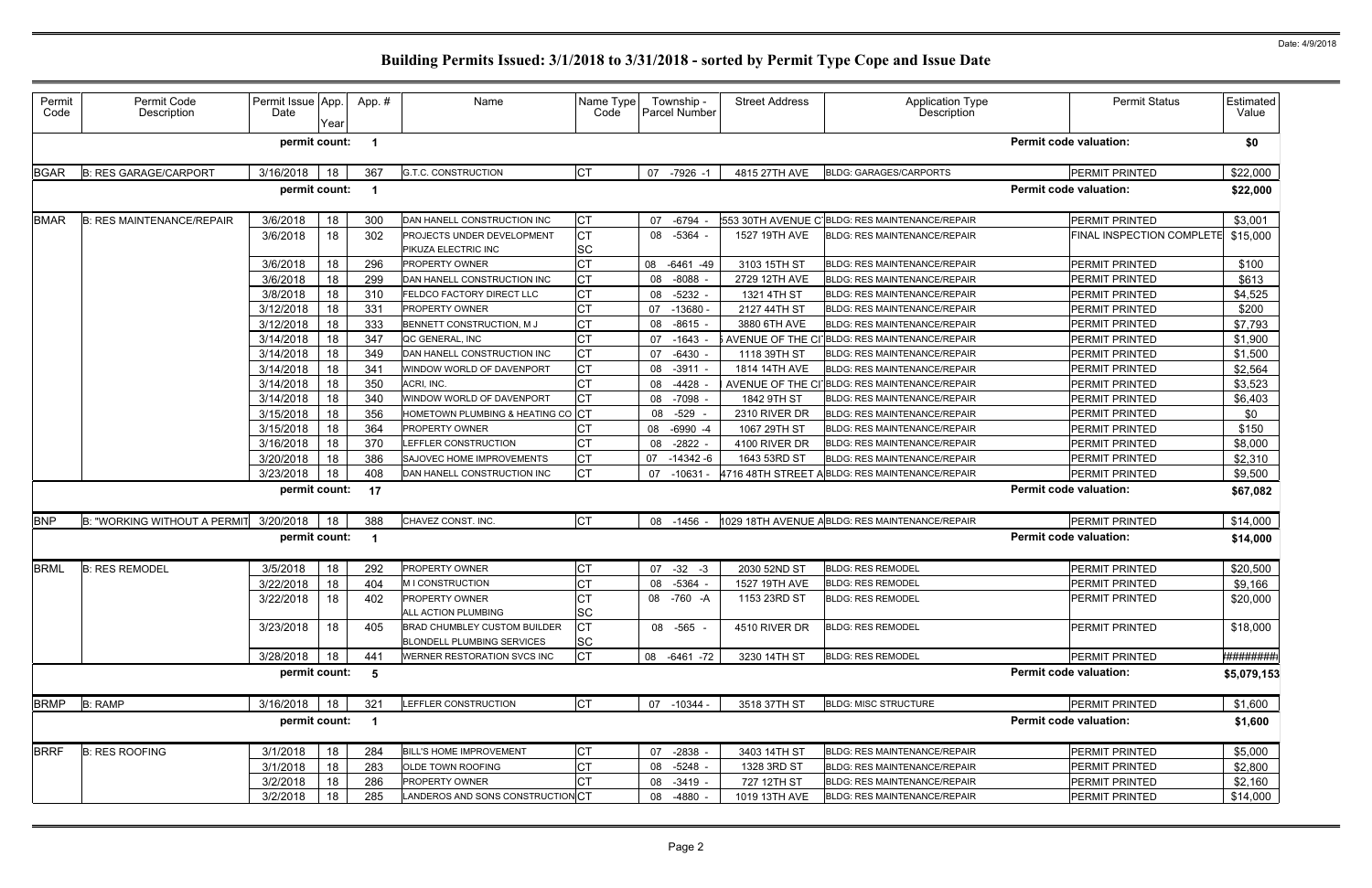# Building Permits Issued: 3/1/2018 to 3/31/2018 - sorted by Permit Type Cope and Issue Date

Date: 4/9/2018

| Permit Code | Permit Code Description | Permit Issue Date | App. Year | App. # | Name | Name Type Code | Township - Parcel Number | Street Address | Application Type Description | Permit Status | Estimated Value |
|---|---|---|---|---|---|---|---|---|---|---|---|
| | | **permit count:** | | **1** | | | | | | **Permit code valuation:** | **$0** |
| BGAR | B: RES GARAGE/CARPORT | 3/16/2018 | 18 | 367 | G.T.C. CONSTRUCTION | CT | 07 -7926 -1 | 4815 27TH AVE | BLDG: GARAGES/CARPORTS | PERMIT PRINTED | $22,000 |
| | | **permit count:** | | **1** | | | | | | **Permit code valuation:** | **$22,000** |
| BMAR | B: RES MAINTENANCE/REPAIR | 3/6/2018 | 18 | 300 | DAN HANELL CONSTRUCTION INC | CT | 07 -6794 - | 553 30TH AVENUE C | BLDG: RES MAINTENANCE/REPAIR | PERMIT PRINTED | $3,001 |
| | | 3/6/2018 | 18 | 302 | PROJECTS UNDER DEVELOPMENT<br>PIKUZA ELECTRIC INC | CT<br>SC | 08 -5364 - | 1527 19TH AVE | BLDG: RES MAINTENANCE/REPAIR | FINAL INSPECTION COMPLETE | $15,000 |
| | | 3/6/2018 | 18 | 296 | PROPERTY OWNER | CT | 08 -6461 -49 | 3103 15TH ST | BLDG: RES MAINTENANCE/REPAIR | PERMIT PRINTED | $100 |
| | | 3/6/2018 | 18 | 299 | DAN HANELL CONSTRUCTION INC | CT | 08 -8088 - | 2729 12TH AVE | BLDG: RES MAINTENANCE/REPAIR | PERMIT PRINTED | $613 |
| | | 3/8/2018 | 18 | 310 | FELDCO FACTORY DIRECT LLC | CT | 08 -5232 - | 1321 4TH ST | BLDG: RES MAINTENANCE/REPAIR | PERMIT PRINTED | $4,525 |
| | | 3/12/2018 | 18 | 331 | PROPERTY OWNER | CT | 07 -13680 - | 2127 44TH ST | BLDG: RES MAINTENANCE/REPAIR | PERMIT PRINTED | $200 |
| | | 3/12/2018 | 18 | 333 | BENNETT CONSTRUCTION, M J | CT | 08 -8615 - | 3880 6TH AVE | BLDG: RES MAINTENANCE/REPAIR | PERMIT PRINTED | $7,793 |
| | | 3/14/2018 | 18 | 347 | QC GENERAL, INC | CT | 07 -1643 - | AVENUE OF THE CI | BLDG: RES MAINTENANCE/REPAIR | PERMIT PRINTED | $1,900 |
| | | 3/14/2018 | 18 | 349 | DAN HANELL CONSTRUCTION INC | CT | 07 -6430 - | 1118 39TH ST | BLDG: RES MAINTENANCE/REPAIR | PERMIT PRINTED | $1,500 |
| | | 3/14/2018 | 18 | 341 | WINDOW WORLD OF DAVENPORT | CT | 08 -3911 - | 1814 14TH AVE | BLDG: RES MAINTENANCE/REPAIR | PERMIT PRINTED | $2,564 |
| | | 3/14/2018 | 18 | 350 | ACRI, INC. | CT | 08 -4428 - | AVENUE OF THE CI | BLDG: RES MAINTENANCE/REPAIR | PERMIT PRINTED | $3,523 |
| | | 3/14/2018 | 18 | 340 | WINDOW WORLD OF DAVENPORT | CT | 08 -7098 - | 1842 9TH ST | BLDG: RES MAINTENANCE/REPAIR | PERMIT PRINTED | $6,403 |
| | | 3/15/2018 | 18 | 356 | HOMETOWN PLUMBING & HEATING CO | CT | 08 -529 - | 2310 RIVER DR | BLDG: RES MAINTENANCE/REPAIR | PERMIT PRINTED | $0 |
| | | 3/15/2018 | 18 | 364 | PROPERTY OWNER | CT | 08 -6990 -4 | 1067 29TH ST | BLDG: RES MAINTENANCE/REPAIR | PERMIT PRINTED | $150 |
| | | 3/16/2018 | 18 | 370 | LEFFLER CONSTRUCTION | CT | 08 -2822 - | 4100 RIVER DR | BLDG: RES MAINTENANCE/REPAIR | PERMIT PRINTED | $8,000 |
| | | 3/20/2018 | 18 | 386 | SAJOVEC HOME IMPROVEMENTS | CT | 07 -14342 -6 | 1643 53RD ST | BLDG: RES MAINTENANCE/REPAIR | PERMIT PRINTED | $2,310 |
| | | 3/23/2018 | 18 | 408 | DAN HANELL CONSTRUCTION INC | CT | 07 -10631 - | 4716 48TH STREET A | BLDG: RES MAINTENANCE/REPAIR | PERMIT PRINTED | $9,500 |
| | | **permit count:** | | **17** | | | | | | **Permit code valuation:** | **$67,082** |
| BNP | B: "WORKING WITHOUT A PERMIT | 3/20/2018 | 18 | 388 | CHAVEZ CONST. INC. | CT | 08 -1456 - | 1029 18TH AVENUE A | BLDG: RES MAINTENANCE/REPAIR | PERMIT PRINTED | $14,000 |
| | | **permit count:** | | **1** | | | | | | **Permit code valuation:** | **$14,000** |
| BRML | B: RES REMODEL | 3/5/2018 | 18 | 292 | PROPERTY OWNER | CT | 07 -32 -3 | 2030 52ND ST | BLDG: RES REMODEL | PERMIT PRINTED | $20,500 |
| | | 3/22/2018 | 18 | 404 | M I CONSTRUCTION | CT | 08 -5364 - | 1527 19TH AVE | BLDG: RES REMODEL | PERMIT PRINTED | $9,166 |
| | | 3/22/2018 | 18 | 402 | PROPERTY OWNER<br>ALL ACTION PLUMBING | CT<br>SC | 08 -760 -A | 1153 23RD ST | BLDG: RES REMODEL | PERMIT PRINTED | $20,000 |
| | | 3/23/2018 | 18 | 405 | BRAD CHUMBLEY CUSTOM BUILDER<br>BLONDELL PLUMBING SERVICES | CT<br>SC | 08 -565 - | 4510 RIVER DR | BLDG: RES REMODEL | PERMIT PRINTED | $18,000 |
| | | 3/28/2018 | 18 | 441 | WERNER RESTORATION SVCS INC | CT | 08 -6461 -72 | 3230 14TH ST | BLDG: RES REMODEL | PERMIT PRINTED | ######### |
| | | **permit count:** | | **5** | | | | | | **Permit code valuation:** | **$5,079,153** |
| BRMP | B: RAMP | 3/16/2018 | 18 | 321 | LEFFLER CONSTRUCTION | CT | 07 -10344 - | 3518 37TH ST | BLDG: MISC STRUCTURE | PERMIT PRINTED | $1,600 |
| | | **permit count:** | | **1** | | | | | | **Permit code valuation:** | **$1,600** |
| BRRF | B: RES ROOFING | 3/1/2018 | 18 | 284 | BILL'S HOME IMPROVEMENT | CT | 07 -2838 - | 3403 14TH ST | BLDG: RES MAINTENANCE/REPAIR | PERMIT PRINTED | $5,000 |
| | | 3/1/2018 | 18 | 283 | OLDE TOWN ROOFING | CT | 08 -5248 - | 1328 3RD ST | BLDG: RES MAINTENANCE/REPAIR | PERMIT PRINTED | $2,800 |
| | | 3/2/2018 | 18 | 286 | PROPERTY OWNER | CT | 08 -3419 - | 727 12TH ST | BLDG: RES MAINTENANCE/REPAIR | PERMIT PRINTED | $2,160 |
| | | 3/2/2018 | 18 | 285 | LANDEROS AND SONS CONSTRUCTION | CT | 08 -4880 - | 1019 13TH AVE | BLDG: RES MAINTENANCE/REPAIR | PERMIT PRINTED | $14,000 |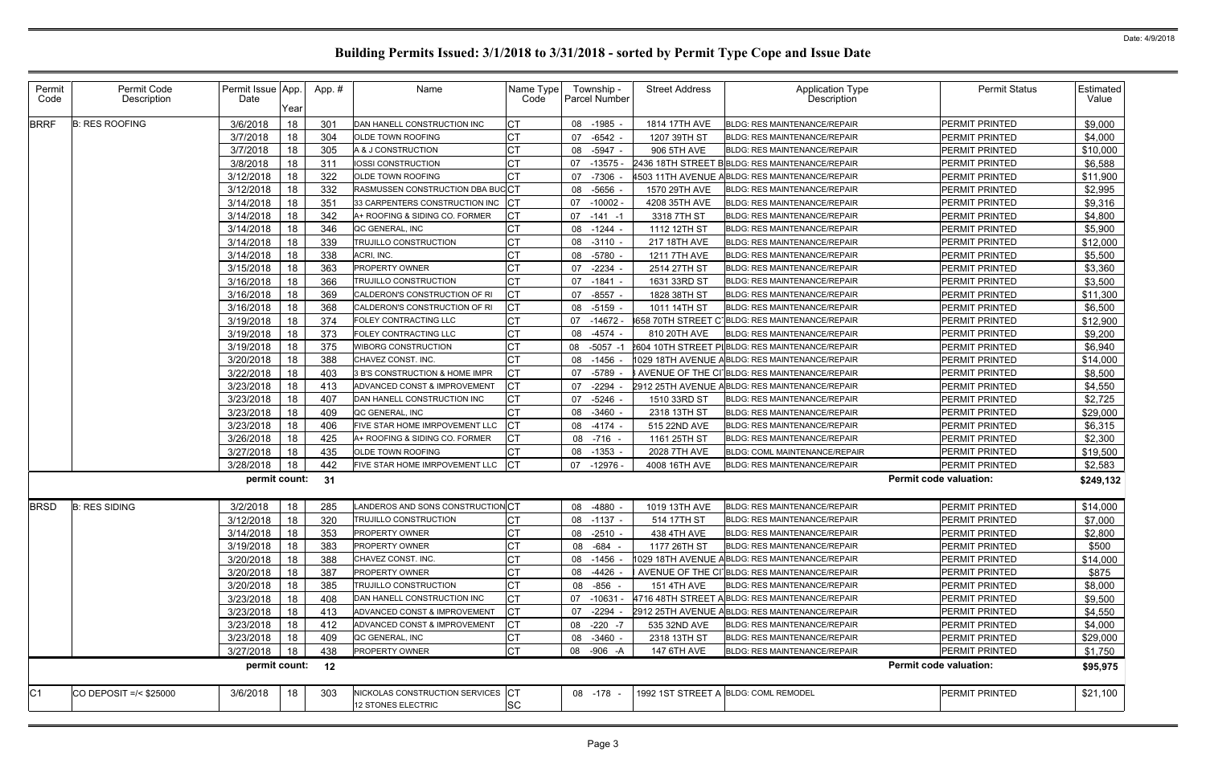# Building Permits Issued: 3/1/2018 to 3/31/2018 - sorted by Permit Type Cope and Issue Date

Date: 4/9/2018

| Permit Code | Permit Code Description | Permit Issue Date | App. Year | App. # | Name | Name Type Code | Township - Parcel Number | Street Address | Application Type Description | Permit Status | Estimated Value |
|---|---|---|---|---|---|---|---|---|---|---|---|
| BRRF | B: RES ROOFING | 3/6/2018 | 18 | 301 | DAN HANELL CONSTRUCTION INC | CT | 08 -1985 - | 1814 17TH AVE | BLDG: RES MAINTENANCE/REPAIR | PERMIT PRINTED | $9,000 |
| | | 3/7/2018 | 18 | 304 | OLDE TOWN ROOFING | CT | 07 -6542 - | 1207 39TH ST | BLDG: RES MAINTENANCE/REPAIR | PERMIT PRINTED | $4,000 |
| | | 3/7/2018 | 18 | 305 | A & J CONSTRUCTION | CT | 08 -5947 - | 906 5TH AVE | BLDG: RES MAINTENANCE/REPAIR | PERMIT PRINTED | $10,000 |
| | | 3/8/2018 | 18 | 311 | IOSSI CONSTRUCTION | CT | 07 -13575 - | 2436 18TH STREET B | BLDG: RES MAINTENANCE/REPAIR | PERMIT PRINTED | $6,588 |
| | | 3/12/2018 | 18 | 322 | OLDE TOWN ROOFING | CT | 07 -7306 - | 4503 11TH AVENUE A | BLDG: RES MAINTENANCE/REPAIR | PERMIT PRINTED | $11,900 |
| | | 3/12/2018 | 18 | 332 | RASMUSSEN CONSTRUCTION DBA BUC | CT | 08 -5656 - | 1570 29TH AVE | BLDG: RES MAINTENANCE/REPAIR | PERMIT PRINTED | $2,995 |
| | | 3/14/2018 | 18 | 351 | 33 CARPENTERS CONSTRUCTION INC | CT | 07 -10002 - | 4208 35TH AVE | BLDG: RES MAINTENANCE/REPAIR | PERMIT PRINTED | $9,316 |
| | | 3/14/2018 | 18 | 342 | A+ ROOFING & SIDING CO. FORMER | CT | 07 -141 -1 | 3318 7TH ST | BLDG: RES MAINTENANCE/REPAIR | PERMIT PRINTED | $4,800 |
| | | 3/14/2018 | 18 | 346 | QC GENERAL, INC | CT | 08 -1244 - | 1112 12TH ST | BLDG: RES MAINTENANCE/REPAIR | PERMIT PRINTED | $5,900 |
| | | 3/14/2018 | 18 | 339 | TRUJILLO CONSTRUCTION | CT | 08 -3110 - | 217 18TH AVE | BLDG: RES MAINTENANCE/REPAIR | PERMIT PRINTED | $12,000 |
| | | 3/14/2018 | 18 | 338 | ACRI, INC. | CT | 08 -5780 - | 1211 7TH AVE | BLDG: RES MAINTENANCE/REPAIR | PERMIT PRINTED | $5,500 |
| | | 3/15/2018 | 18 | 363 | PROPERTY OWNER | CT | 07 -2234 - | 2514 27TH ST | BLDG: RES MAINTENANCE/REPAIR | PERMIT PRINTED | $3,360 |
| | | 3/16/2018 | 18 | 366 | TRUJILLO CONSTRUCTION | CT | 07 -1841 - | 1631 33RD ST | BLDG: RES MAINTENANCE/REPAIR | PERMIT PRINTED | $3,500 |
| | | 3/16/2018 | 18 | 369 | CALDERON'S CONSTRUCTION OF RI | CT | 07 -8557 - | 1828 38TH ST | BLDG: RES MAINTENANCE/REPAIR | PERMIT PRINTED | $11,300 |
| | | 3/16/2018 | 18 | 368 | CALDERON'S CONSTRUCTION OF RI | CT | 08 -5159 - | 1011 14TH ST | BLDG: RES MAINTENANCE/REPAIR | PERMIT PRINTED | $6,500 |
| | | 3/19/2018 | 18 | 374 | FOLEY CONTRACTING LLC | CT | 07 -14672 - | 658 70TH STREET C | BLDG: RES MAINTENANCE/REPAIR | PERMIT PRINTED | $12,900 |
| | | 3/19/2018 | 18 | 373 | FOLEY CONTRACTING LLC | CT | 08 -4574 - | 810 20TH AVE | BLDG: RES MAINTENANCE/REPAIR | PERMIT PRINTED | $9,200 |
| | | 3/19/2018 | 18 | 375 | WIBORG CONSTRUCTION | CT | 08 -5057 -1 | 2604 10TH STREET P | BLDG: RES MAINTENANCE/REPAIR | PERMIT PRINTED | $6,940 |
| | | 3/20/2018 | 18 | 388 | CHAVEZ CONST. INC. | CT | 08 -1456 - | 1029 18TH AVENUE A | BLDG: RES MAINTENANCE/REPAIR | PERMIT PRINTED | $14,000 |
| | | 3/22/2018 | 18 | 403 | 3 B'S CONSTRUCTION & HOME IMPR | CT | 07 -5789 - | AVENUE OF THE CI | BLDG: RES MAINTENANCE/REPAIR | PERMIT PRINTED | $8,500 |
| | | 3/23/2018 | 18 | 413 | ADVANCED CONST & IMPROVEMENT | CT | 07 -2294 - | 2912 25TH AVENUE A | BLDG: RES MAINTENANCE/REPAIR | PERMIT PRINTED | $4,550 |
| | | 3/23/2018 | 18 | 407 | DAN HANELL CONSTRUCTION INC | CT | 07 -5246 - | 1510 33RD ST | BLDG: RES MAINTENANCE/REPAIR | PERMIT PRINTED | $2,725 |
| | | 3/23/2018 | 18 | 409 | QC GENERAL, INC | CT | 08 -3460 - | 2318 13TH ST | BLDG: RES MAINTENANCE/REPAIR | PERMIT PRINTED | $29,000 |
| | | 3/23/2018 | 18 | 406 | FIVE STAR HOME IMRPOVEMENT LLC | CT | 08 -4174 - | 515 22ND AVE | BLDG: RES MAINTENANCE/REPAIR | PERMIT PRINTED | $6,315 |
| | | 3/26/2018 | 18 | 425 | A+ ROOFING & SIDING CO. FORMER | CT | 08 -716 - | 1161 25TH ST | BLDG: RES MAINTENANCE/REPAIR | PERMIT PRINTED | $2,300 |
| | | 3/27/2018 | 18 | 435 | OLDE TOWN ROOFING | CT | 08 -1353 - | 2028 7TH AVE | BLDG: COML MAINTENANCE/REPAIR | PERMIT PRINTED | $19,500 |
| | | 3/28/2018 | 18 | 442 | FIVE STAR HOME IMRPOVEMENT LLC | CT | 07 -12976 - | 4008 16TH AVE | BLDG: RES MAINTENANCE/REPAIR | PERMIT PRINTED | $2,583 |
| | | **permit count:** | | **31** | | | | | | **Permit code valuation:** | **$249,132** |
| BRSD | B: RES SIDING | 3/2/2018 | 18 | 285 | LANDEROS AND SONS CONSTRUCTION | CT | 08 -4880 - | 1019 13TH AVE | BLDG: RES MAINTENANCE/REPAIR | PERMIT PRINTED | $14,000 |
| | | 3/12/2018 | 18 | 320 | TRUJILLO CONSTRUCTION | CT | 08 -1137 - | 514 17TH ST | BLDG: RES MAINTENANCE/REPAIR | PERMIT PRINTED | $7,000 |
| | | 3/14/2018 | 18 | 353 | PROPERTY OWNER | CT | 08 -2510 - | 438 4TH AVE | BLDG: RES MAINTENANCE/REPAIR | PERMIT PRINTED | $2,800 |
| | | 3/19/2018 | 18 | 383 | PROPERTY OWNER | CT | 08 -684 - | 1177 26TH ST | BLDG: RES MAINTENANCE/REPAIR | PERMIT PRINTED | $500 |
| | | 3/20/2018 | 18 | 388 | CHAVEZ CONST. INC. | CT | 08 -1456 - | 1029 18TH AVENUE A | BLDG: RES MAINTENANCE/REPAIR | PERMIT PRINTED | $14,000 |
| | | 3/20/2018 | 18 | 387 | PROPERTY OWNER | CT | 08 -4426 - | AVENUE OF THE CI | BLDG: RES MAINTENANCE/REPAIR | PERMIT PRINTED | $875 |
| | | 3/20/2018 | 18 | 385 | TRUJILLO CONSTRUCTION | CT | 08 -856 - | 151 4TH AVE | BLDG: RES MAINTENANCE/REPAIR | PERMIT PRINTED | $8,000 |
| | | 3/23/2018 | 18 | 408 | DAN HANELL CONSTRUCTION INC | CT | 07 -10631 - | 4716 48TH STREET A | BLDG: RES MAINTENANCE/REPAIR | PERMIT PRINTED | $9,500 |
| | | 3/23/2018 | 18 | 413 | ADVANCED CONST & IMPROVEMENT | CT | 07 -2294 - | 2912 25TH AVENUE A | BLDG: RES MAINTENANCE/REPAIR | PERMIT PRINTED | $4,550 |
| | | 3/23/2018 | 18 | 412 | ADVANCED CONST & IMPROVEMENT | CT | 08 -220 -7 | 535 32ND AVE | BLDG: RES MAINTENANCE/REPAIR | PERMIT PRINTED | $4,000 |
| | | 3/23/2018 | 18 | 409 | QC GENERAL, INC | CT | 08 -3460 - | 2318 13TH ST | BLDG: RES MAINTENANCE/REPAIR | PERMIT PRINTED | $29,000 |
| | | 3/27/2018 | 18 | 438 | PROPERTY OWNER | CT | 08 -906 -A | 147 6TH AVE | BLDG: RES MAINTENANCE/REPAIR | PERMIT PRINTED | $1,750 |
| | | **permit count:** | | **12** | | | | | | **Permit code valuation:** | **$95,975** |
| C1 | CO DEPOSIT =/< $25000 | 3/6/2018 | 18 | 303 | NICKOLAS CONSTRUCTION SERVICES<br>12 STONES ELECTRIC | CT<br>SC | 08 -178 - | 1992 1ST STREET A | BLDG: COML REMODEL | PERMIT PRINTED | $21,100 |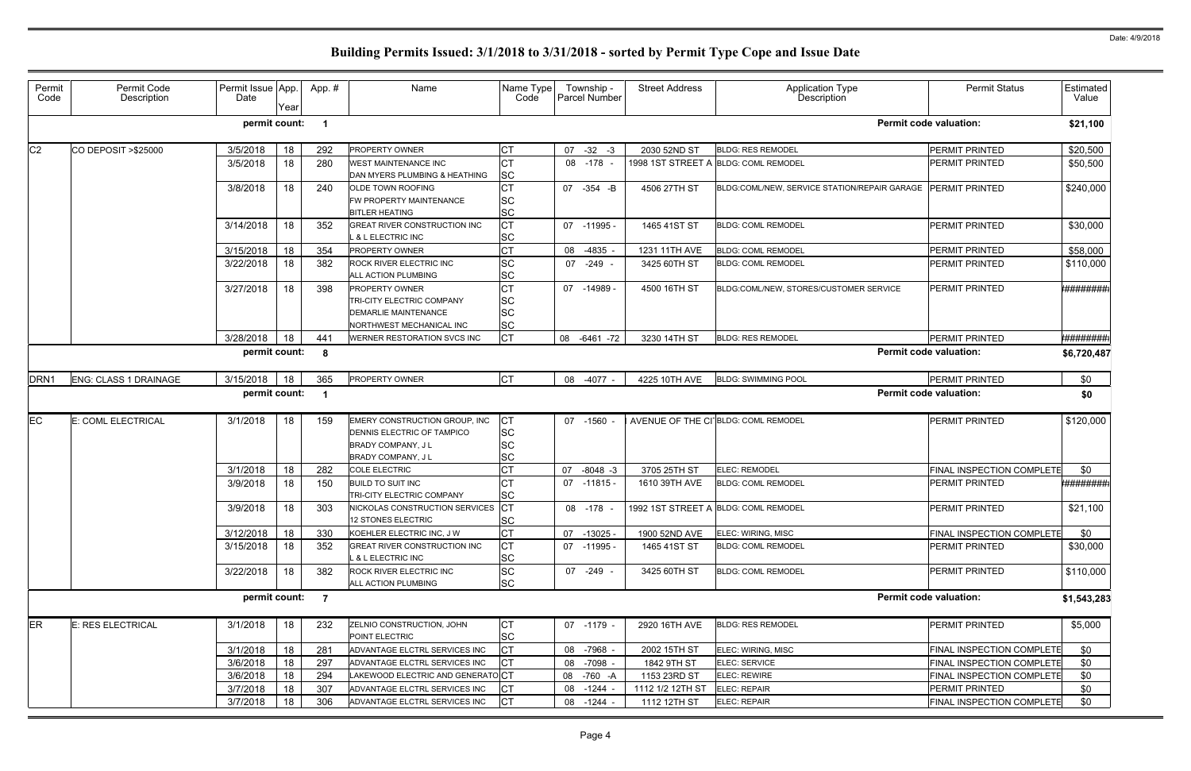Date: 4/9/2018

# Building Permits Issued: 3/1/2018 to 3/31/2018 - sorted by Permit Type Cope and Issue Date

| Permit Code | Permit Code Description | Permit Issue Date | App. Year | App. # | Name | Name Type Code | Township - Parcel Number | Street Address | Application Type Description | Permit Status | Estimated Value |
|---|---|---|---|---|---|---|---|---|---|---|---|
| | | **permit count:** | | **1** | | | | | | **Permit code valuation:** | **$21,100** |
| C2 | CO DEPOSIT >$25000 | 3/5/2018 | 18 | 292 | PROPERTY OWNER | CT | 07 -32 -3 | 2030 52ND ST | BLDG: RES REMODEL | PERMIT PRINTED | $20,500 |
| | | 3/5/2018 | 18 | 280 | WEST MAINTENANCE INC<br>DAN MYERS PLUMBING & HEATHING | CT<br>SC | 08 -178 - | 1998 1ST STREET A | BLDG: COML REMODEL | PERMIT PRINTED | $50,500 |
| | | 3/8/2018 | 18 | 240 | OLDE TOWN ROOFING<br>FW PROPERTY MAINTENANCE<br>BITLER HEATING | CT<br>SC<br>SC | 07 -354 -B | 4506 27TH ST | BLDG:COML/NEW, SERVICE STATION/REPAIR GARAGE | PERMIT PRINTED | $240,000 |
| | | 3/14/2018 | 18 | 352 | GREAT RIVER CONSTRUCTION INC<br>L & L ELECTRIC INC | CT<br>SC | 07 -11995 - | 1465 41ST ST | BLDG: COML REMODEL | PERMIT PRINTED | $30,000 |
| | | 3/15/2018 | 18 | 354 | PROPERTY OWNER | CT | 08 -4835 - | 1231 11TH AVE | BLDG: COML REMODEL | PERMIT PRINTED | $58,000 |
| | | 3/22/2018 | 18 | 382 | ROCK RIVER ELECTRIC INC<br>ALL ACTION PLUMBING | SC<br>SC | 07 -249 - | 3425 60TH ST | BLDG: COML REMODEL | PERMIT PRINTED | $110,000 |
| | | 3/27/2018 | 18 | 398 | PROPERTY OWNER<br>TRI-CITY ELECTRIC COMPANY<br>DEMARLIE MAINTENANCE<br>NORTHWEST MECHANICAL INC | CT<br>SC<br>SC<br>SC | 07 -14989 - | 4500 16TH ST | BLDG:COML/NEW, STORES/CUSTOMER SERVICE | PERMIT PRINTED | ######### |
| | | 3/28/2018 | 18 | 441 | WERNER RESTORATION SVCS INC | CT | 08 -6461 -72 | 3230 14TH ST | BLDG: RES REMODEL | PERMIT PRINTED | ######### |
| | | **permit count:** | | **8** | | | | | | **Permit code valuation:** | **$6,720,487** |
| DRN1 | ENG: CLASS 1 DRAINAGE | 3/15/2018 | 18 | 365 | PROPERTY OWNER | CT | 08 -4077 - | 4225 10TH AVE | BLDG: SWIMMING POOL | PERMIT PRINTED | $0 |
| | | **permit count:** | | **1** | | | | | | **Permit code valuation:** | **$0** |
| EC | E: COML ELECTRICAL | 3/1/2018 | 18 | 159 | EMERY CONSTRUCTION GROUP, INC<br>DENNIS ELECTRIC OF TAMPICO<br>BRADY COMPANY, J L<br>BRADY COMPANY, J L | CT<br>SC<br>SC<br>SC | 07 -1560 - | AVENUE OF THE CI | BLDG: COML REMODEL | PERMIT PRINTED | $120,000 |
| | | 3/1/2018 | 18 | 282 | COLE ELECTRIC | CT | 07 -8048 -3 | 3705 25TH ST | ELEC: REMODEL | FINAL INSPECTION COMPLETE | $0 |
| | | 3/9/2018 | 18 | 150 | BUILD TO SUIT INC<br>TRI-CITY ELECTRIC COMPANY | CT<br>SC | 07 -11815 - | 1610 39TH AVE | BLDG: COML REMODEL | PERMIT PRINTED | ######### |
| | | 3/9/2018 | 18 | 303 | NICKOLAS CONSTRUCTION SERVICES<br>12 STONES ELECTRIC | CT<br>SC | 08 -178 - | 1992 1ST STREET A | BLDG: COML REMODEL | PERMIT PRINTED | $21,100 |
| | | 3/12/2018 | 18 | 330 | KOEHLER ELECTRIC INC, J W | CT | 07 -13025 - | 1900 52ND AVE | ELEC: WIRING, MISC | FINAL INSPECTION COMPLETE | $0 |
| | | 3/15/2018 | 18 | 352 | GREAT RIVER CONSTRUCTION INC<br>L & L ELECTRIC INC | CT<br>SC | 07 -11995 - | 1465 41ST ST | BLDG: COML REMODEL | PERMIT PRINTED | $30,000 |
| | | 3/22/2018 | 18 | 382 | ROCK RIVER ELECTRIC INC<br>ALL ACTION PLUMBING | SC<br>SC | 07 -249 - | 3425 60TH ST | BLDG: COML REMODEL | PERMIT PRINTED | $110,000 |
| | | **permit count:** | | **7** | | | | | | **Permit code valuation:** | **$1,543,283** |
| ER | E: RES ELECTRICAL | 3/1/2018 | 18 | 232 | ZELNIO CONSTRUCTION, JOHN<br>POINT ELECTRIC | CT<br>SC | 07 -1179 - | 2920 16TH AVE | BLDG: RES REMODEL | PERMIT PRINTED | $5,000 |
| | | 3/1/2018 | 18 | 281 | ADVANTAGE ELCTRL SERVICES INC | CT | 08 -7968 - | 2002 15TH ST | ELEC: WIRING, MISC | FINAL INSPECTION COMPLETE | $0 |
| | | 3/6/2018 | 18 | 297 | ADVANTAGE ELCTRL SERVICES INC | CT | 08 -7098 - | 1842 9TH ST | ELEC: SERVICE | FINAL INSPECTION COMPLETE | $0 |
| | | 3/6/2018 | 18 | 294 | LAKEWOOD ELECTRIC AND GENERATO | CT | 08 -760 -A | 1153 23RD ST | ELEC: REWIRE | FINAL INSPECTION COMPLETE | $0 |
| | | 3/7/2018 | 18 | 307 | ADVANTAGE ELCTRL SERVICES INC | CT | 08 -1244 - | 1112 1/2 12TH ST | ELEC: REPAIR | PERMIT PRINTED | $0 |
| | | 3/7/2018 | 18 | 306 | ADVANTAGE ELCTRL SERVICES INC | CT | 08 -1244 - | 1112 12TH ST | ELEC: REPAIR | FINAL INSPECTION COMPLETE | $0 |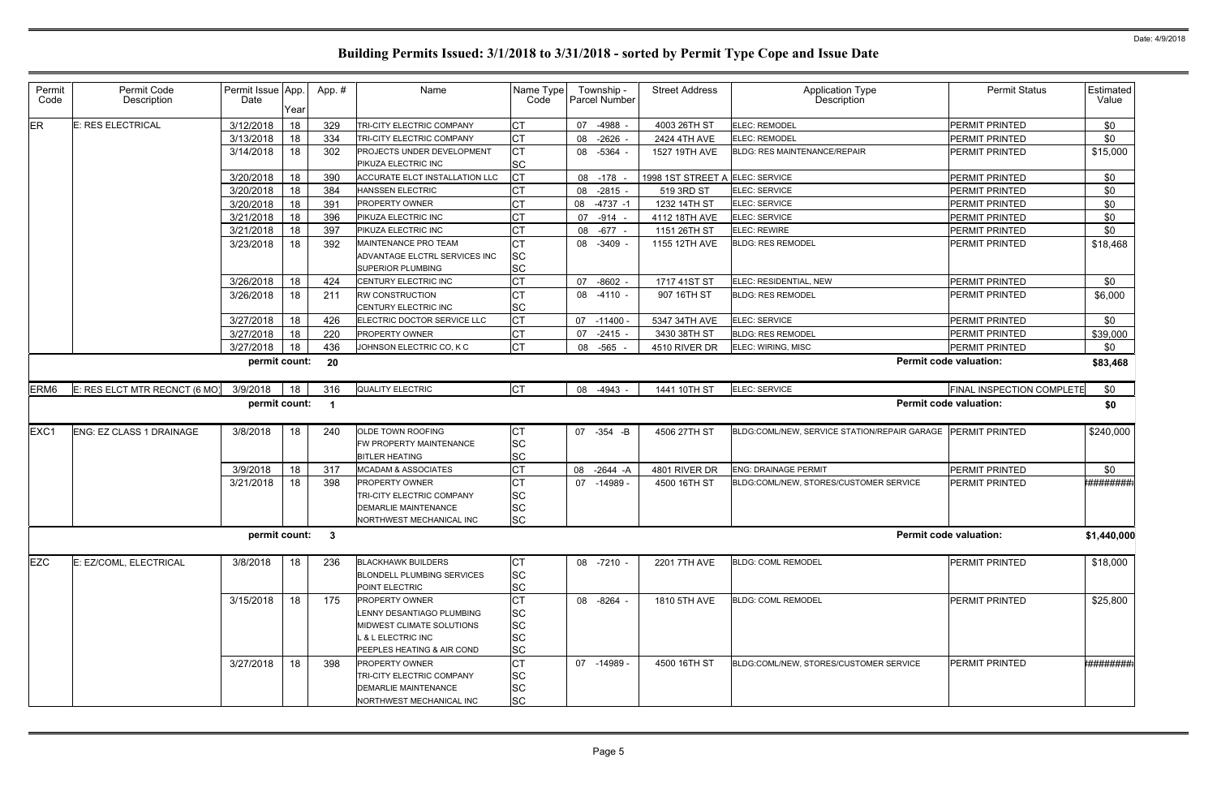# Building Permits Issued: 3/1/2018 to 3/31/2018 - sorted by Permit Type Cope and Issue Date

Date: 4/9/2018

| Permit Code | Permit Code Description | Permit Issue Date | App. Year | App. # | Name | Name Type Code | Township - Parcel Number | Street Address | Application Type Description | Permit Status | Estimated Value |
|---|---|---|---|---|---|---|---|---|---|---|---|
| ER | E: RES ELECTRICAL | 3/12/2018 | 18 | 329 | TRI-CITY ELECTRIC COMPANY | CT | 07 -4988 - | 4003 26TH ST | ELEC: REMODEL | PERMIT PRINTED | $0 |
| | | 3/13/2018 | 18 | 334 | TRI-CITY ELECTRIC COMPANY | CT | 08 -2626 - | 2424 4TH AVE | ELEC: REMODEL | PERMIT PRINTED | $0 |
| | | 3/14/2018 | 18 | 302 | PROJECTS UNDER DEVELOPMENT<br>PIKUZA ELECTRIC INC | CT<br>SC | 08 -5364 - | 1527 19TH AVE | BLDG: RES MAINTENANCE/REPAIR | PERMIT PRINTED | $15,000 |
| | | 3/20/2018 | 18 | 390 | ACCURATE ELCT INSTALLATION LLC | CT | 08 -178 - | 1998 1ST STREET A | ELEC: SERVICE | PERMIT PRINTED | $0 |
| | | 3/20/2018 | 18 | 384 | HANSSEN ELECTRIC | CT | 08 -2815 - | 519 3RD ST | ELEC: SERVICE | PERMIT PRINTED | $0 |
| | | 3/20/2018 | 18 | 391 | PROPERTY OWNER | CT | 08 -4737 -1 | 1232 14TH ST | ELEC: SERVICE | PERMIT PRINTED | $0 |
| | | 3/21/2018 | 18 | 396 | PIKUZA ELECTRIC INC | CT | 07 -914 - | 4112 18TH AVE | ELEC: SERVICE | PERMIT PRINTED | $0 |
| | | 3/21/2018 | 18 | 397 | PIKUZA ELECTRIC INC | CT | 08 -677 - | 1151 26TH ST | ELEC: REWIRE | PERMIT PRINTED | $0 |
| | | 3/23/2018 | 18 | 392 | MAINTENANCE PRO TEAM<br>ADVANTAGE ELCTRL SERVICES INC<br>SUPERIOR PLUMBING | CT<br>SC<br>SC | 08 -3409 - | 1155 12TH AVE | BLDG: RES REMODEL | PERMIT PRINTED | $18,468 |
| | | 3/26/2018 | 18 | 424 | CENTURY ELECTRIC INC | CT | 07 -8602 - | 1717 41ST ST | ELEC: RESIDENTIAL, NEW | PERMIT PRINTED | $0 |
| | | 3/26/2018 | 18 | 211 | RW CONSTRUCTION<br>CENTURY ELECTRIC INC | CT<br>SC | 08 -4110 - | 907 16TH ST | BLDG: RES REMODEL | PERMIT PRINTED | $6,000 |
| | | 3/27/2018 | 18 | 426 | ELECTRIC DOCTOR SERVICE LLC | CT | 07 -11400 - | 5347 34TH AVE | ELEC: SERVICE | PERMIT PRINTED | $0 |
| | | 3/27/2018 | 18 | 220 | PROPERTY OWNER | CT | 07 -2415 - | 3430 38TH ST | BLDG: RES REMODEL | PERMIT PRINTED | $39,000 |
| | | 3/27/2018 | 18 | 436 | JOHNSON ELECTRIC CO, K C | CT | 08 -565 - | 4510 RIVER DR | ELEC: WIRING, MISC | PERMIT PRINTED | $0 |
| | | permit count: | | 20 | | | | | | Permit code valuation: | $83,468 |
| ERM6 | E: RES ELCT MTR RECNCT (6 MO) | 3/9/2018 | 18 | 316 | QUALITY ELECTRIC | CT | 08 -4943 - | 1441 10TH ST | ELEC: SERVICE | FINAL INSPECTION COMPLETE | $0 |
| | | permit count: | | 1 | | | | | | Permit code valuation: | $0 |
| EXC1 | ENG: EZ CLASS 1 DRAINAGE | 3/8/2018 | 18 | 240 | OLDE TOWN ROOFING<br>FW PROPERTY MAINTENANCE<br>BITLER HEATING | CT<br>SC<br>SC | 07 -354 -B | 4506 27TH ST | BLDG:COML/NEW, SERVICE STATION/REPAIR GARAGE | PERMIT PRINTED | $240,000 |
| | | 3/9/2018 | 18 | 317 | MCADAM & ASSOCIATES | CT | 08 -2644 -A | 4801 RIVER DR | ENG: DRAINAGE PERMIT | PERMIT PRINTED | $0 |
| | | 3/21/2018 | 18 | 398 | PROPERTY OWNER<br>TRI-CITY ELECTRIC COMPANY<br>DEMARLIE MAINTENANCE<br>NORTHWEST MECHANICAL INC | CT<br>SC<br>SC<br>SC | 07 -14989 - | 4500 16TH ST | BLDG:COML/NEW, STORES/CUSTOMER SERVICE | PERMIT PRINTED | ######## |
| | | permit count: | | 3 | | | | | | Permit code valuation: | $1,440,000 |
| EZC | E: EZ/COML, ELECTRICAL | 3/8/2018 | 18 | 236 | BLACKHAWK BUILDERS<br>BLONDELL PLUMBING SERVICES<br>POINT ELECTRIC | CT<br>SC<br>SC | 08 -7210 - | 2201 7TH AVE | BLDG: COML REMODEL | PERMIT PRINTED | $18,000 |
| | | 3/15/2018 | 18 | 175 | PROPERTY OWNER<br>LENNY DESANTIAGO PLUMBING<br>MIDWEST CLIMATE SOLUTIONS<br>L & L ELECTRIC INC<br>PEEPLES HEATING & AIR COND | CT<br>SC<br>SC<br>SC<br>SC | 08 -8264 - | 1810 5TH AVE | BLDG: COML REMODEL | PERMIT PRINTED | $25,800 |
| | | 3/27/2018 | 18 | 398 | PROPERTY OWNER<br>TRI-CITY ELECTRIC COMPANY<br>DEMARLIE MAINTENANCE<br>NORTHWEST MECHANICAL INC | CT<br>SC<br>SC<br>SC | 07 -14989 - | 4500 16TH ST | BLDG:COML/NEW, STORES/CUSTOMER SERVICE | PERMIT PRINTED | ######## |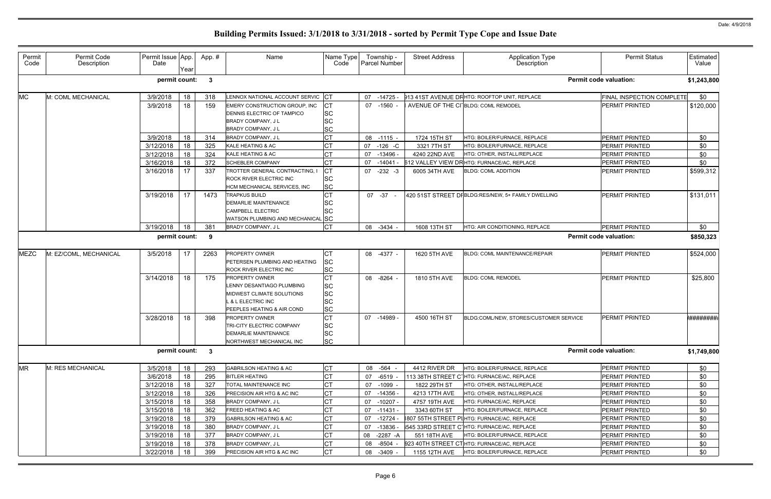# Building Permits Issued: 3/1/2018 to 3/31/2018 - sorted by Permit Type Cope and Issue Date

Date: 4/9/2018

| Permit Code | Permit Code Description | Permit Issue Date | App. Year | App. # | Name | Name Type Code | Township - Parcel Number | Street Address | Application Type Description | Permit Status | Estimated Value |
|---|---|---|---|---|---|---|---|---|---|---|---|
| | | **permit count:** | | **3** | | | | | **Permit code valuation:** | | **$1,243,800** |
| MC | M: COML MECHANICAL | 3/9/2018 | 18 | 318 | LENNOX NATIONAL ACCOUNT SERVIC | CT | 07 -14725 - | 913 41ST AVENUE DR | HTG: ROOFTOP UNIT, REPLACE | FINAL INSPECTION COMPLETE | $0 |
| | | 3/9/2018 | 18 | 159 | EMERY CONSTRUCTION GROUP, INC | CT | 07 -1560 - | AVENUE OF THE CI | BLDG: COML REMODEL | PERMIT PRINTED | $120,000 |
| | | | | | DENNIS ELECTRIC OF TAMPICO | SC | | | | | |
| | | | | | BRADY COMPANY, J L | SC | | | | | |
| | | | | | BRADY COMPANY, J L | SC | | | | | |
| | | 3/9/2018 | 18 | 314 | BRADY COMPANY, J L | CT | 08 -1115 - | 1724 15TH ST | HTG: BOILER/FURNACE, REPLACE | PERMIT PRINTED | $0 |
| | | 3/12/2018 | 18 | 325 | KALE HEATING & AC | CT | 07 -126 -C | 3321 7TH ST | HTG: BOILER/FURNACE, REPLACE | PERMIT PRINTED | $0 |
| | | 3/12/2018 | 18 | 324 | KALE HEATING & AC | CT | 07 -13496 - | 4240 22ND AVE | HTG: OTHER, INSTALL/REPLACE | PERMIT PRINTED | $0 |
| | | 3/16/2018 | 18 | 372 | SCHEBLER COMPANY | CT | 07 -14041 - | 612 VALLEY VIEW DR | HTG: FURNACE/AC, REPLACE | PERMIT PRINTED | $0 |
| | | 3/16/2018 | 17 | 337 | TROTTER GENERAL CONTRACTING, I | CT | 07 -232 -3 | 6005 34TH AVE | BLDG: COML ADDITION | PERMIT PRINTED | $599,312 |
| | | | | | ROCK RIVER ELECTRIC INC | SC | | | | | |
| | | | | | HCM MECHANICAL SERVICES, INC | SC | | | | | |
| | | 3/19/2018 | 17 | 1473 | TRAPKUS BUILD | CT | 07 -37 - | 420 51ST STREET DR | BLDG:RES/NEW, 5+ FAMILY DWELLING | PERMIT PRINTED | $131,011 |
| | | | | | DEMARLIE MAINTENANCE | SC | | | | | |
| | | | | | CAMPBELL ELECTRIC | SC | | | | | |
| | | | | | WATSON PLUMBING AND MECHANICAL | SC | | | | | |
| | | 3/19/2018 | 18 | 381 | BRADY COMPANY, J L | CT | 08 -3434 - | 1608 13TH ST | HTG: AIR CONDITIONING, REPLACE | PERMIT PRINTED | $0 |
| | | **permit count:** | | **9** | | | | | **Permit code valuation:** | | **$850,323** |
| MEZC | M: EZ/COML, MECHANICAL | 3/5/2018 | 17 | 2263 | PROPERTY OWNER | CT | 08 -4377 - | 1620 5TH AVE | BLDG: COML MAINTENANCE/REPAIR | PERMIT PRINTED | $524,000 |
| | | | | | PETERSEN PLUMBING AND HEATING | SC | | | | | |
| | | | | | ROCK RIVER ELECTRIC INC | SC | | | | | |
| | | 3/14/2018 | 18 | 175 | PROPERTY OWNER | CT | 08 -8264 - | 1810 5TH AVE | BLDG: COML REMODEL | PERMIT PRINTED | $25,800 |
| | | | | | LENNY DESANTIAGO PLUMBING | SC | | | | | |
| | | | | | MIDWEST CLIMATE SOLUTIONS | SC | | | | | |
| | | | | | L & L ELECTRIC INC | SC | | | | | |
| | | | | | PEEPLES HEATING & AIR COND | SC | | | | | |
| | | 3/28/2018 | 18 | 398 | PROPERTY OWNER | CT | 07 -14989 - | 4500 16TH ST | BLDG:COML/NEW, STORES/CUSTOMER SERVICE | PERMIT PRINTED | ######## |
| | | | | | TRI-CITY ELECTRIC COMPANY | SC | | | | | |
| | | | | | DEMARLIE MAINTENANCE | SC | | | | | |
| | | | | | NORTHWEST MECHANICAL INC | SC | | | | | |
| | | **permit count:** | | **3** | | | | | **Permit code valuation:** | | **$1,749,800** |
| MR | M: RES MECHANICAL | 3/5/2018 | 18 | 293 | GABRILSON HEATING & AC | CT | 08 -564 - | 4412 RIVER DR | HTG: BOILER/FURNACE, REPLACE | PERMIT PRINTED | $0 |
| | | 3/6/2018 | 18 | 295 | BITLER HEATING | CT | 07 -6519 - | 113 38TH STREET C | HTG: FURNACE/AC, REPLACE | PERMIT PRINTED | $0 |
| | | 3/12/2018 | 18 | 327 | TOTAL MAINTENANCE INC | CT | 07 -1099 - | 1822 29TH ST | HTG: OTHER, INSTALL/REPLACE | PERMIT PRINTED | $0 |
| | | 3/12/2018 | 18 | 326 | PRECISION AIR HTG & AC INC | CT | 07 -14356 - | 4213 17TH AVE | HTG: OTHER, INSTALL/REPLACE | PERMIT PRINTED | $0 |
| | | 3/15/2018 | 18 | 358 | BRADY COMPANY, J L | CT | 07 -10207 - | 4757 19TH AVE | HTG: FURNACE/AC, REPLACE | PERMIT PRINTED | $0 |
| | | 3/15/2018 | 18 | 362 | FREED HEATING & AC | CT | 07 -11431 - | 3343 60TH ST | HTG: BOILER/FURNACE, REPLACE | PERMIT PRINTED | $0 |
| | | 3/19/2018 | 18 | 379 | GABRILSON HEATING & AC | CT | 07 -12724 - | 807 55TH STREET P | HTG: FURNACE/AC, REPLACE | PERMIT PRINTED | $0 |
| | | 3/19/2018 | 18 | 380 | BRADY COMPANY, J L | CT | 07 -13836 - | 545 33RD STREET C | HTG: FURNACE/AC, REPLACE | PERMIT PRINTED | $0 |
| | | 3/19/2018 | 18 | 377 | BRADY COMPANY, J L | CT | 08 -2287 -A | 551 18TH AVE | HTG: BOILER/FURNACE, REPLACE | PERMIT PRINTED | $0 |
| | | 3/19/2018 | 18 | 378 | BRADY COMPANY, J L | CT | 08 -8504 - | 923 40TH STREET CT | HTG: FURNACE/AC, REPLACE | PERMIT PRINTED | $0 |
| | | 3/22/2018 | 18 | 399 | PRECISION AIR HTG & AC INC | CT | 08 -3409 - | 1155 12TH AVE | HTG: BOILER/FURNACE, REPLACE | PERMIT PRINTED | $0 |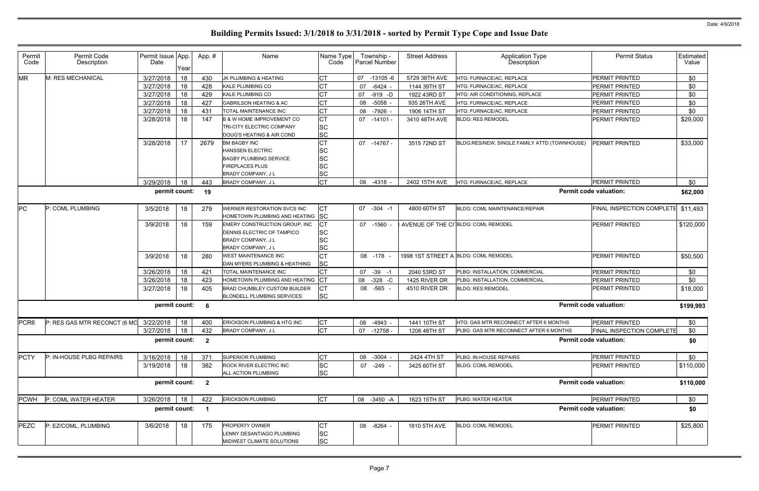# Building Permits Issued: 3/1/2018 to 3/31/2018 - sorted by Permit Type Cope and Issue Date

| Permit Code | Permit Code Description | Permit Issue Date | App. Year | App. # | Name | Name Type Code | Township - Parcel Number | Street Address | Application Type Description | Permit Status | Estimated Value |
|---|---|---|---|---|---|---|---|---|---|---|---|
| MR | M: RES MECHANICAL | 3/27/2018 | 18 | 430 | JK PLUMBING & HEATING | CT | 07 -13105 -6 | 5729 38TH AVE | HTG: FURNACE/AC, REPLACE | PERMIT PRINTED | $0 |
| | | 3/27/2018 | 18 | 428 | KALE PLUMBING CO | CT | 07 -6424 - | 1144 39TH ST | HTG: FURNACE/AC, REPLACE | PERMIT PRINTED | $0 |
| | | 3/27/2018 | 18 | 429 | KALE PLUMBING CO | CT | 07 -919 -D | 1922 43RD ST | HTG: AIR CONDITIONING, REPLACE | PERMIT PRINTED | $0 |
| | | 3/27/2018 | 18 | 427 | GABRILSON HEATING & AC | CT | 08 -5058 - | 935 26TH AVE | HTG: FURNACE/AC, REPLACE | PERMIT PRINTED | $0 |
| | | 3/27/2018 | 18 | 431 | TOTAL MAINTENANCE INC | CT | 08 -7926 - | 1906 14TH ST | HTG: FURNACE/AC, REPLACE | PERMIT PRINTED | $0 |
| | | 3/28/2018 | 18 | 147 | B & W HOME IMPROVEMENT CO | CT | 07 -14101 - | 3410 48TH AVE | BLDG: RES REMODEL | PERMIT PRINTED | $29,000 |
| | | | | | TRI-CITY ELECTRIC COMPANY | SC | | | | | |
| | | | | | DOUG'S HEATING & AIR COND | SC | | | | | |
| | | 3/28/2018 | 17 | 2679 | BM BAGBY INC | CT | 07 -14767 - | 3515 72ND ST | BLDG:RES/NEW, SINGLE FAMILY ATTD (TOWNHOUSE) | PERMIT PRINTED | $33,000 |
| | | | | | HANSSEN ELECTRIC | SC | | | | | |
| | | | | | BAGBY PLUMBING SERVICE | SC | | | | | |
| | | | | | FIREPLACES PLUS | SC | | | | | |
| | | | | | BRADY COMPANY, J L | SC | | | | | |
| | | 3/29/2018 | 18 | 443 | BRADY COMPANY, J L | CT | 08 -4318 - | 2402 15TH AVE | HTG: FURNACE/AC, REPLACE | PERMIT PRINTED | $0 |
| | | **permit count:** | | **19** | | | | | | **Permit code valuation:** | **$62,000** |
| PC | P: COML PLUMBING | 3/5/2018 | 18 | 279 | WERNER RESTORATION SVCS INC | CT | 07 -304 -1 | 4800 60TH ST | BLDG: COML MAINTENANCE/REPAIR | FINAL INSPECTION COMPLETE | $11,493 |
| | | | | | HOMETOWN PLUMBING AND HEATING | SC | | | | | |
| | | 3/9/2018 | 18 | 159 | EMERY CONSTRUCTION GROUP, INC | CT | 07 -1560 - | AVENUE OF THE CI | BLDG: COML REMODEL | PERMIT PRINTED | $120,000 |
| | | | | | DENNIS ELECTRIC OF TAMPICO | SC | | | | | |
| | | | | | BRADY COMPANY, J L | SC | | | | | |
| | | | | | BRADY COMPANY, J L | SC | | | | | |
| | | 3/9/2018 | 18 | 280 | WEST MAINTENANCE INC | CT | 08 -178 - | 1998 1ST STREET A | BLDG: COML REMODEL | PERMIT PRINTED | $50,500 |
| | | | | | DAN MYERS PLUMBING & HEATHING | SC | | | | | |
| | | 3/26/2018 | 18 | 421 | TOTAL MAINTENANCE INC | CT | 07 -39 -1 | 2040 53RD ST | PLBG: INSTALLATION, COMMERCIAL | PERMIT PRINTED | $0 |
| | | 3/26/2018 | 18 | 423 | HOMETOWN PLUMBING AND HEATING | CT | 08 -328 -C | 1425 RIVER DR | PLBG: INSTALLATION, COMMERCIAL | PERMIT PRINTED | $0 |
| | | 3/27/2018 | 18 | 405 | BRAD CHUMBLEY CUSTOM BUILDER | CT | 08 -565 - | 4510 RIVER DR | BLDG: RES REMODEL | PERMIT PRINTED | $18,000 |
| | | | | | BLONDELL PLUMBING SERVICES | SC | | | | | |
| | | **permit count:** | | **6** | | | | | | **Permit code valuation:** | **$199,993** |
| PCR6 | P: RES GAS MTR RECONCT (6 MO | 3/22/2018 | 18 | 400 | ERICKSON PLUMBING & HTG INC | CT | 08 -4943 - | 1441 10TH ST | HTG: GAS MTR RECONNECT AFTER 6 MONTHS | PERMIT PRINTED | $0 |
| | | 3/27/2018 | 18 | 432 | BRADY COMPANY, J L | CT | 07 -12758 - | 1206 48TH ST | PLBG: GAS MTR RECONNECT AFTER 6 MONTHS | FINAL INSPECTION COMPLETE | $0 |
| | | **permit count:** | | **2** | | | | | | **Permit code valuation:** | **$0** |
| PCTY | P: IN-HOUSE PLBG REPAIRS | 3/16/2018 | 18 | 371 | SUPERIOR PLUMBING | CT | 08 -3004 - | 2424 4TH ST | PLBG: IN-HOUSE REPAIRS | PERMIT PRINTED | $0 |
| | | 3/19/2018 | 18 | 382 | ROCK RIVER ELECTRIC INC | SC | 07 -249 - | 3425 60TH ST | BLDG: COML REMODEL | PERMIT PRINTED | $110,000 |
| | | | | | ALL ACTION PLUMBING | SC | | | | | |
| | | **permit count:** | | **2** | | | | | | **Permit code valuation:** | **$110,000** |
| PCWH | P: COML WATER HEATER | 3/26/2018 | 18 | 422 | ERICKSON PLUMBING | CT | 08 -3450 -A | 1623 15TH ST | PLBG: WATER HEATER | PERMIT PRINTED | $0 |
| | | **permit count:** | | **1** | | | | | | **Permit code valuation:** | **$0** |
| PEZC | P: EZ/COML, PLUMBING | 3/6/2018 | 18 | 175 | PROPERTY OWNER | CT | 08 -8264 - | 1810 5TH AVE | BLDG: COML REMODEL | PERMIT PRINTED | $25,800 |
| | | | | | LENNY DESANTIAGO PLUMBING | SC | | | | | |
| | | | | | MIDWEST CLIMATE SOLUTIONS | SC | | | | | |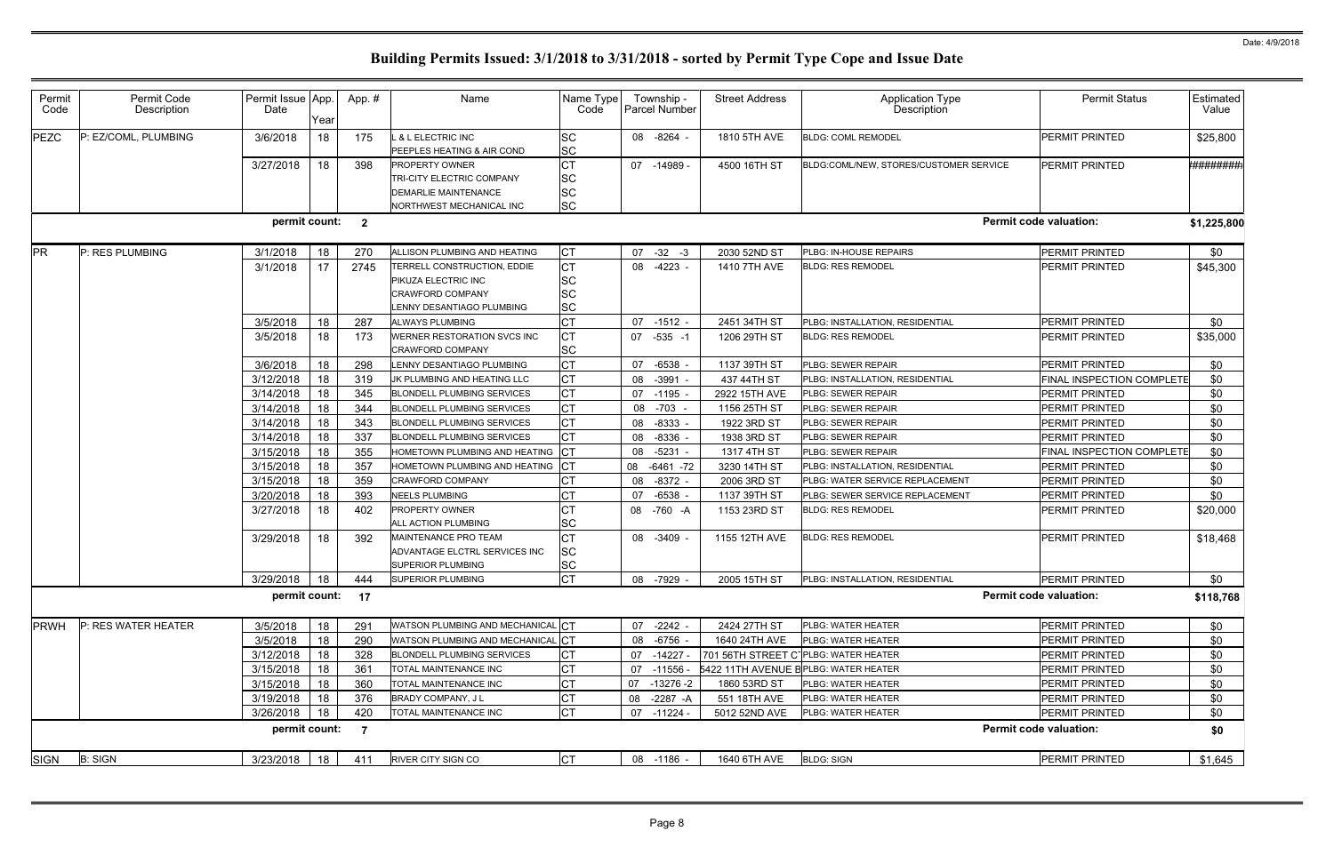# Building Permits Issued: 3/1/2018 to 3/31/2018 - sorted by Permit Type Cope and Issue Date

Date: 4/9/2018

| Permit Code | Permit Code Description | Permit Issue Date | App. Year | App. # | Name | Name Type Code | Township - Parcel Number | Street Address | Application Type Description | Permit Status | Estimated Value |
|---|---|---|---|---|---|---|---|---|---|---|---|
| PEZC | P: EZ/COML, PLUMBING | 3/6/2018 | 18 | 175 | L & L ELECTRIC INC<br>PEEPLES HEATING & AIR COND | SC<br>SC | 08 -8264 - | 1810 5TH AVE | BLDG: COML REMODEL | PERMIT PRINTED | $25,800 |
| | | 3/27/2018 | 18 | 398 | PROPERTY OWNER<br>TRI-CITY ELECTRIC COMPANY<br>DEMARLIE MAINTENANCE<br>NORTHWEST MECHANICAL INC | CT<br>SC<br>SC<br>SC | 07 -14989 - | 4500 16TH ST | BLDG:COML/NEW, STORES/CUSTOMER SERVICE | PERMIT PRINTED | ######## |
| | | **permit count:** | | **2** | | | | | | **Permit code valuation:** | **$1,225,800** |
| PR | P: RES PLUMBING | 3/1/2018 | 18 | 270 | ALLISON PLUMBING AND HEATING | CT | 07 -32 -3 | 2030 52ND ST | PLBG: IN-HOUSE REPAIRS | PERMIT PRINTED | $0 |
| | | 3/1/2018 | 17 | 2745 | TERRELL CONSTRUCTION, EDDIE<br>PIKUZA ELECTRIC INC<br>CRAWFORD COMPANY<br>LENNY DESANTIAGO PLUMBING | CT<br>SC<br>SC<br>SC | 08 -4223 - | 1410 7TH AVE | BLDG: RES REMODEL | PERMIT PRINTED | $45,300 |
| | | 3/5/2018 | 18 | 287 | ALWAYS PLUMBING | CT | 07 -1512 - | 2451 34TH ST | PLBG: INSTALLATION, RESIDENTIAL | PERMIT PRINTED | $0 |
| | | 3/5/2018 | 18 | 173 | WERNER RESTORATION SVCS INC<br>CRAWFORD COMPANY | CT<br>SC | 07 -535 -1 | 1206 29TH ST | BLDG: RES REMODEL | PERMIT PRINTED | $35,000 |
| | | 3/6/2018 | 18 | 298 | LENNY DESANTIAGO PLUMBING | CT | 07 -6538 - | 1137 39TH ST | PLBG: SEWER REPAIR | PERMIT PRINTED | $0 |
| | | 3/12/2018 | 18 | 319 | JK PLUMBING AND HEATING LLC | CT | 08 -3991 - | 437 44TH ST | PLBG: INSTALLATION, RESIDENTIAL | FINAL INSPECTION COMPLETE | $0 |
| | | 3/14/2018 | 18 | 345 | BLONDELL PLUMBING SERVICES | CT | 07 -1195 - | 2922 15TH AVE | PLBG: SEWER REPAIR | PERMIT PRINTED | $0 |
| | | 3/14/2018 | 18 | 344 | BLONDELL PLUMBING SERVICES | CT | 08 -703 - | 1156 25TH ST | PLBG: SEWER REPAIR | PERMIT PRINTED | $0 |
| | | 3/14/2018 | 18 | 343 | BLONDELL PLUMBING SERVICES | CT | 08 -8333 - | 1922 3RD ST | PLBG: SEWER REPAIR | PERMIT PRINTED | $0 |
| | | 3/14/2018 | 18 | 337 | BLONDELL PLUMBING SERVICES | CT | 08 -8336 - | 1938 3RD ST | PLBG: SEWER REPAIR | PERMIT PRINTED | $0 |
| | | 3/15/2018 | 18 | 355 | HOMETOWN PLUMBING AND HEATING | CT | 08 -5231 - | 1317 4TH ST | PLBG: SEWER REPAIR | FINAL INSPECTION COMPLETE | $0 |
| | | 3/15/2018 | 18 | 357 | HOMETOWN PLUMBING AND HEATING | CT | 08 -6461 -72 | 3230 14TH ST | PLBG: INSTALLATION, RESIDENTIAL | PERMIT PRINTED | $0 |
| | | 3/15/2018 | 18 | 359 | CRAWFORD COMPANY | CT | 08 -8372 - | 2006 3RD ST | PLBG: WATER SERVICE REPLACEMENT | PERMIT PRINTED | $0 |
| | | 3/20/2018 | 18 | 393 | NEELS PLUMBING | CT | 07 -6538 - | 1137 39TH ST | PLBG: SEWER SERVICE REPLACEMENT | PERMIT PRINTED | $0 |
| | | 3/27/2018 | 18 | 402 | PROPERTY OWNER<br>ALL ACTION PLUMBING | CT<br>SC | 08 -760 -A | 1153 23RD ST | BLDG: RES REMODEL | PERMIT PRINTED | $20,000 |
| | | 3/29/2018 | 18 | 392 | MAINTENANCE PRO TEAM<br>ADVANTAGE ELCTRL SERVICES INC<br>SUPERIOR PLUMBING | CT<br>SC<br>SC | 08 -3409 - | 1155 12TH AVE | BLDG: RES REMODEL | PERMIT PRINTED | $18,468 |
| | | 3/29/2018 | 18 | 444 | SUPERIOR PLUMBING | CT | 08 -7929 - | 2005 15TH ST | PLBG: INSTALLATION, RESIDENTIAL | PERMIT PRINTED | $0 |
| | | **permit count:** | | **17** | | | | | | **Permit code valuation:** | **$118,768** |
| PRWH | P: RES WATER HEATER | 3/5/2018 | 18 | 291 | WATSON PLUMBING AND MECHANICAL | CT | 07 -2242 - | 2424 27TH ST | PLBG: WATER HEATER | PERMIT PRINTED | $0 |
| | | 3/5/2018 | 18 | 290 | WATSON PLUMBING AND MECHANICAL | CT | 08 -6756 - | 1640 24TH AVE | PLBG: WATER HEATER | PERMIT PRINTED | $0 |
| | | 3/12/2018 | 18 | 328 | BLONDELL PLUMBING SERVICES | CT | 07 -14227 - | 701 56TH STREET C | PLBG: WATER HEATER | PERMIT PRINTED | $0 |
| | | 3/15/2018 | 18 | 361 | TOTAL MAINTENANCE INC | CT | 07 -11556 - | 5422 11TH AVENUE B | PLBG: WATER HEATER | PERMIT PRINTED | $0 |
| | | 3/15/2018 | 18 | 360 | TOTAL MAINTENANCE INC | CT | 07 -13276 -2 | 1860 53RD ST | PLBG: WATER HEATER | PERMIT PRINTED | $0 |
| | | 3/19/2018 | 18 | 376 | BRADY COMPANY, J L | CT | 08 -2287 -A | 551 18TH AVE | PLBG: WATER HEATER | PERMIT PRINTED | $0 |
| | | 3/26/2018 | 18 | 420 | TOTAL MAINTENANCE INC | CT | 07 -11224 - | 5012 52ND AVE | PLBG: WATER HEATER | PERMIT PRINTED | $0 |
| | | **permit count:** | | **7** | | | | | | **Permit code valuation:** | **$0** |
| SIGN | B: SIGN | 3/23/2018 | 18 | 411 | RIVER CITY SIGN CO | CT | 08 -1186 - | 1640 6TH AVE | BLDG: SIGN | PERMIT PRINTED | $1,645 |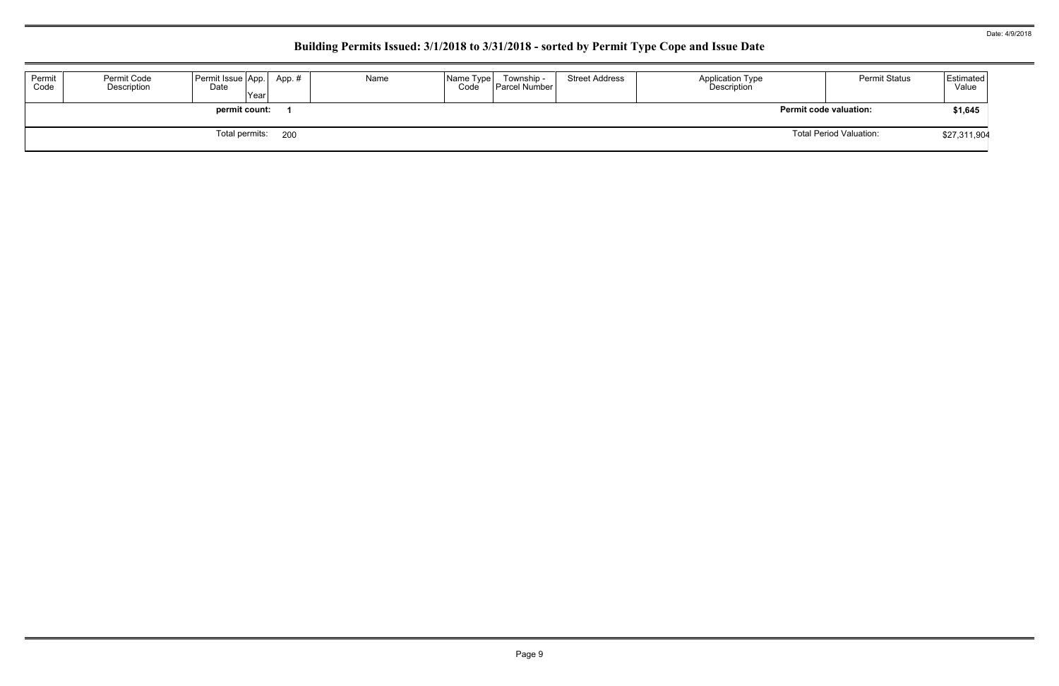# Building Permits Issued: 3/1/2018 to 3/31/2018 - sorted by Permit Type Cope and Issue Date

Date: 4/9/2018

| Permit Code | Permit Code Description | Permit Issue Date | App. Year | App. # | Name | Name Type Code | Township - Parcel Number | Street Address | Application Type Description | Permit Status | Estimated Value |
|---|---|---|---|---|---|---|---|---|---|---|---|
| | | **permit count:** | | **1** | | | | | | **Permit code valuation:** | **$1,645** |
| | | Total permits: | | 200 | | | | | | Total Period Valuation: | $27,311,904 |